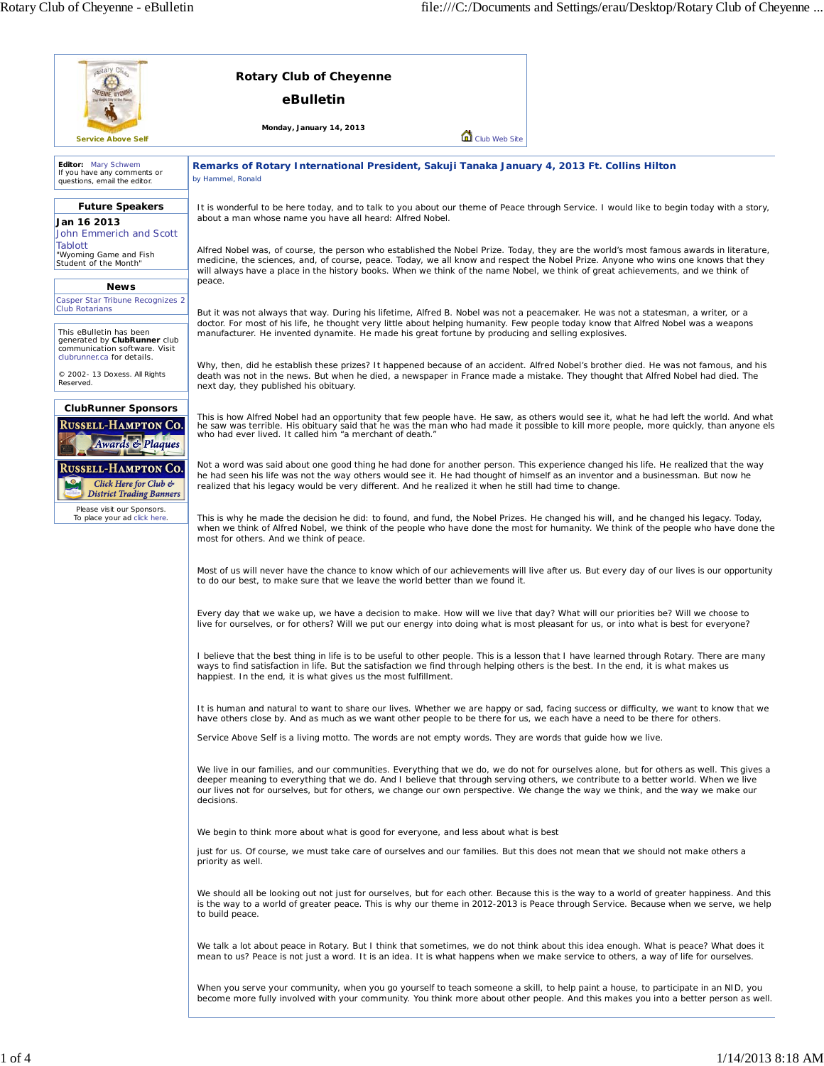# Rotary Club of Cheyenne

## eBulletin

**Monday, January 14, 2013**

Service Above Self

Club Web Site

**Editor:** Mary Schwem
If you have any comments or questions, email the editor.

### Future Speakers

**Jan 16 2013**
John Emmerich and Scott Tablott
"Wyoming Game and Fish Student of the Month"

### News

Casper Star Tribune Recognizes 2 Club Rotarians

This eBulletin has been generated by **ClubRunner** club communication software. Visit clubrunner.ca for details.

© 2002- 13 Doxess. All Rights Reserved.

### ClubRunner Sponsors

Russell-Hampton Co. Awards & Plaques

Russell-Hampton Co. Click Here for Club & District Trading Banners

Please visit our Sponsors.
To place your ad click here.

## Remarks of Rotary International President, Sakuji Tanaka January 4, 2013 Ft. Collins Hilton

by Hammel, Ronald

It is wonderful to be here today, and to talk to you about our theme of Peace through Service. I would like to begin today with a story, about a man whose name you have all heard: Alfred Nobel.

Alfred Nobel was, of course, the person who established the Nobel Prize. Today, they are the world's most famous awards in literature, medicine, the sciences, and, of course, peace. Today, we all know and respect the Nobel Prize. Anyone who wins one knows that they will always have a place in the history books. When we think of the name Nobel, we think of great achievements, and we think of peace.

But it was not always that way. During his lifetime, Alfred B. Nobel was not a peacemaker. He was not a statesman, a writer, or a doctor. For most of his life, he thought very little about helping humanity. Few people today know that Alfred Nobel was a weapons manufacturer. He invented dynamite. He made his great fortune by producing and selling explosives.

Why, then, did he establish these prizes? It happened because of an accident. Alfred Nobel's brother died. He was not famous, and his death was not in the news. But when he died, a newspaper in France made a mistake. They thought that Alfred Nobel had died. The next day, they published his obituary.

This is how Alfred Nobel had an opportunity that few people have. He saw, as others would see it, what he had left the world. And what he saw was terrible. His obituary said that he was the man who had made it possible to kill more people, more quickly, than anyone els who had ever lived. It called him "a merchant of death."

Not a word was said about one good thing he had done for another person. This experience changed his life. He realized that the way he had seen his life was not the way others would see it. He had thought of himself as an inventor and a businessman. But now he realized that his legacy would be very different. And he realized it when he still had time to change.

This is why he made the decision he did: to found, and fund, the Nobel Prizes. He changed his will, and he changed his legacy. Today, when we think of Alfred Nobel, we think of the people who have done the most for humanity. We think of the people who have done the most for others. And we think of peace.

Most of us will never have the chance to know which of our achievements will live after us. But every day of our lives is our opportunity to do our best, to make sure that we leave the world better than we found it.

Every day that we wake up, we have a decision to make. How will we live that day? What will our priorities be? Will we choose to live for ourselves, or for others? Will we put our energy into doing what is most pleasant for us, or into what is best for everyone?

I believe that the best thing in life is to be useful to other people. This is a lesson that I have learned through Rotary. There are many ways to find satisfaction in life. But the satisfaction we find through helping others is the best. In the end, it is what makes us happiest. In the end, it is what gives us the most fulfillment.

It is human and natural to want to share our lives. Whether we are happy or sad, facing success or difficulty, we want to know that we have others close by. And as much as we want other people to be there for us, we each have a need to be there for others.

Service Above Self is a living motto. The words are not empty words. They are words that guide how we live.

We live in our families, and our communities. Everything that we do, we do not for ourselves alone, but for others as well. This gives a deeper meaning to everything that we do. And I believe that through serving others, we contribute to a better world. When we live our lives not for ourselves, but for others, we change our own perspective. We change the way we think, and the way we make our decisions.

We begin to think more about what is good for everyone, and less about what is best

just for us. Of course, we must take care of ourselves and our families. But this does not mean that we should not make others a priority as well.

We should all be looking out not just for ourselves, but for each other. Because this is the way to a world of greater happiness. And this is the way to a world of greater peace. This is why our theme in 2012-2013 is Peace through Service. Because when we serve, we help to build peace.

We talk a lot about peace in Rotary. But I think that sometimes, we do not think about this idea enough. What is peace? What does it mean to us? Peace is not just a word. It is an idea. It is what happens when we make service to others, a way of life for ourselves.

When you serve your community, when you go yourself to teach someone a skill, to help paint a house, to participate in an NID, you become more fully involved with your community. You think more about other people. And this makes you into a better person as well.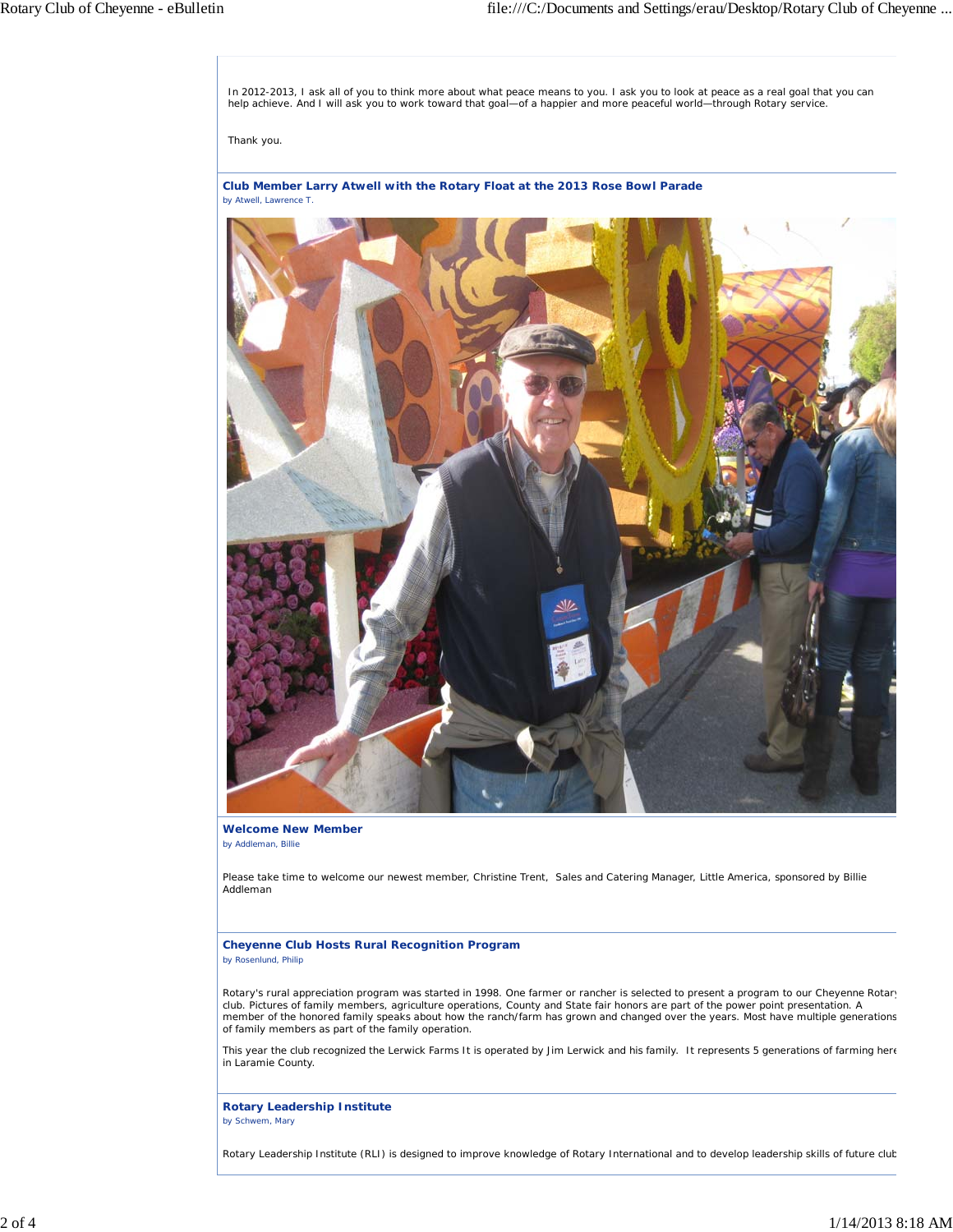In 2012-2013, I ask all of you to think more about what peace means to you. I ask you to look at peace as a real goal that you can help achieve. And I will ask you to work toward that goal—of a happier and more peaceful world—through Rotary service.

Thank you.

### Club Member Larry Atwell with the Rotary Float at the 2013 Rose Bowl Parade

*by Atwell, Lawrence T.*

### Welcome New Member

*by Addleman, Billie*

Please take time to welcome our newest member, Christine Trent, Sales and Catering Manager, Little America, sponsored by Billie Addleman

### Cheyenne Club Hosts Rural Recognition Program

*by Rosenlund, Philip*

Rotary's rural appreciation program was started in 1998. One farmer or rancher is selected to present a program to our Cheyenne Rotary club. Pictures of family members, agriculture operations, County and State fair honors are part of the power point presentation. A member of the honored family speaks about how the ranch/farm has grown and changed over the years. Most have multiple generations of family members as part of the family operation.

This year the club recognized the Lerwick Farms It is operated by Jim Lerwick and his family. It represents 5 generations of farming here in Laramie County.

### Rotary Leadership Institute

*by Schwem, Mary*

Rotary Leadership Institute (RLI) is designed to improve knowledge of Rotary International and to develop leadership skills of future club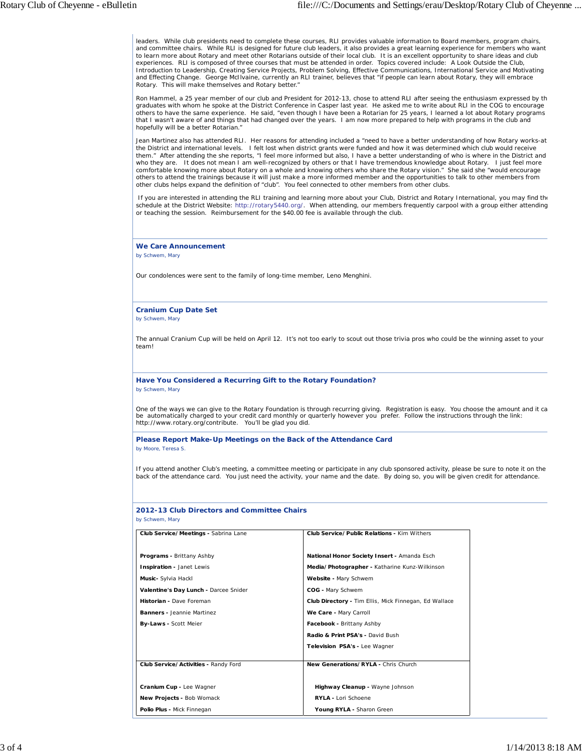leaders. While club presidents need to complete these courses, RLI provides valuable information to Board members, program chairs, and committee chairs. While RLI is designed for future club leaders, it also provides a great learning experience for members who want to learn more about Rotary and meet other Rotarians outside of their local club. It is an excellent opportunity to share ideas and club experiences. RLI is composed of three courses that must be attended in order. Topics covered include: A Look Outside the Club, Introduction to Leadership, Creating Service Projects, Problem Solving, Effective Communications, International Service and Motivating and Effecting Change. George McIlvaine, currently an RLI trainer, believes that "if people can learn about Rotary, they will embrace Rotary. This will make themselves and Rotary better."

Ron Hammel, a 25 year member of our club and President for 2012-13, chose to attend RLI after seeing the enthusiasm expressed by th graduates with whom he spoke at the District Conference in Casper last year. He asked me to write about RLI in the COG to encourage others to have the same experience. He said, "even though I have been a Rotarian for 25 years, I learned a lot about Rotary programs that I wasn't aware of and things that had changed over the years. I am now more prepared to help with programs in the club and hopefully will be a better Rotarian."

Jean Martinez also has attended RLI. Her reasons for attending included a "need to have a better understanding of how Rotary works-at the District and international levels. I felt lost when district grants were funded and how it was determined which club would receive them." After attending the she reports, "I feel more informed but also, I have a better understanding of who is where in the District and who they are. It does not mean I am well-recognized by others or that I have tremendous knowledge about Rotary. I just feel more comfortable knowing more about Rotary on a whole and knowing others who share the Rotary vision." She said she "would encourage others to attend the trainings because it will just make a more informed member and the opportunities to talk to other members from other clubs helps expand the definition of "club". You feel connected to other members from other clubs.

If you are interested in attending the RLI training and learning more about your Club, District and Rotary International, you may find the schedule at the District Website: http://rotary5440.org/. When attending, our members frequently carpool with a group either attending or teaching the session. Reimbursement for the $40.00 fee is available through the club.

### We Care Announcement

by Schwem, Mary

Our condolences were sent to the family of long-time member, Leno Menghini.

### Cranium Cup Date Set

by Schwem, Mary

The annual Cranium Cup will be held on April 12. It's not too early to scout out those trivia pros who could be the winning asset to your team!

### Have You Considered a Recurring Gift to the Rotary Foundation?

by Schwem, Mary

One of the ways we can give to the Rotary Foundation is through recurring giving. Registration is easy. You choose the amount and it ca be automatically charged to your credit card monthly or quarterly however you prefer. Follow the instructions through the link: http://www.rotary.org/contribute. You'll be glad you did.

### Please Report Make-Up Meetings on the Back of the Attendance Card

by Moore, Teresa S.

If you attend another Club's meeting, a committee meeting or participate in any club sponsored activity, please be sure to note it on the back of the attendance card. You just need the activity, your name and the date. By doing so, you will be given credit for attendance.

### 2012-13 Club Directors and Committee Chairs

by Schwem, Mary

| | |
|---|---|
| **Club Service/Meetings -** Sabrina Lane | **Club Service/Public Relations -** Kim Withers |
| **Programs -** Brittany Ashby | **National Honor Society Insert -** Amanda Esch |
| **Inspiration -** Janet Lewis | **Media/Photographer -** Katharine Kunz-Wilkinson |
| **Music-** Sylvia Hackl | **Website -** Mary Schwem |
| **Valentine's Day Lunch -** Darcee Snider | **COG -** Mary Schwem |
| **Historian -** Dave Foreman | **Club Directory -** Tim Ellis, Mick Finnegan, Ed Wallace |
| **Banners -** Jeannie Martinez | **We Care -** Mary Carroll |
| **By-Laws -** Scott Meier | **Facebook -** Brittany Ashby |
| | **Radio & Print PSA's -** David Bush |
| | **Television PSA's -** Lee Wagner |
| **Club Service/Activities -** Randy Ford | **New Generations/RYLA -** Chris Church |
| **Cranium Cup -** Lee Wagner | **Highway Cleanup -** Wayne Johnson |
| **New Projects -** Bob Womack | **RYLA -** Lori Schoene |
| **Polio Plus -** Mick Finnegan | **Young RYLA -** Sharon Green |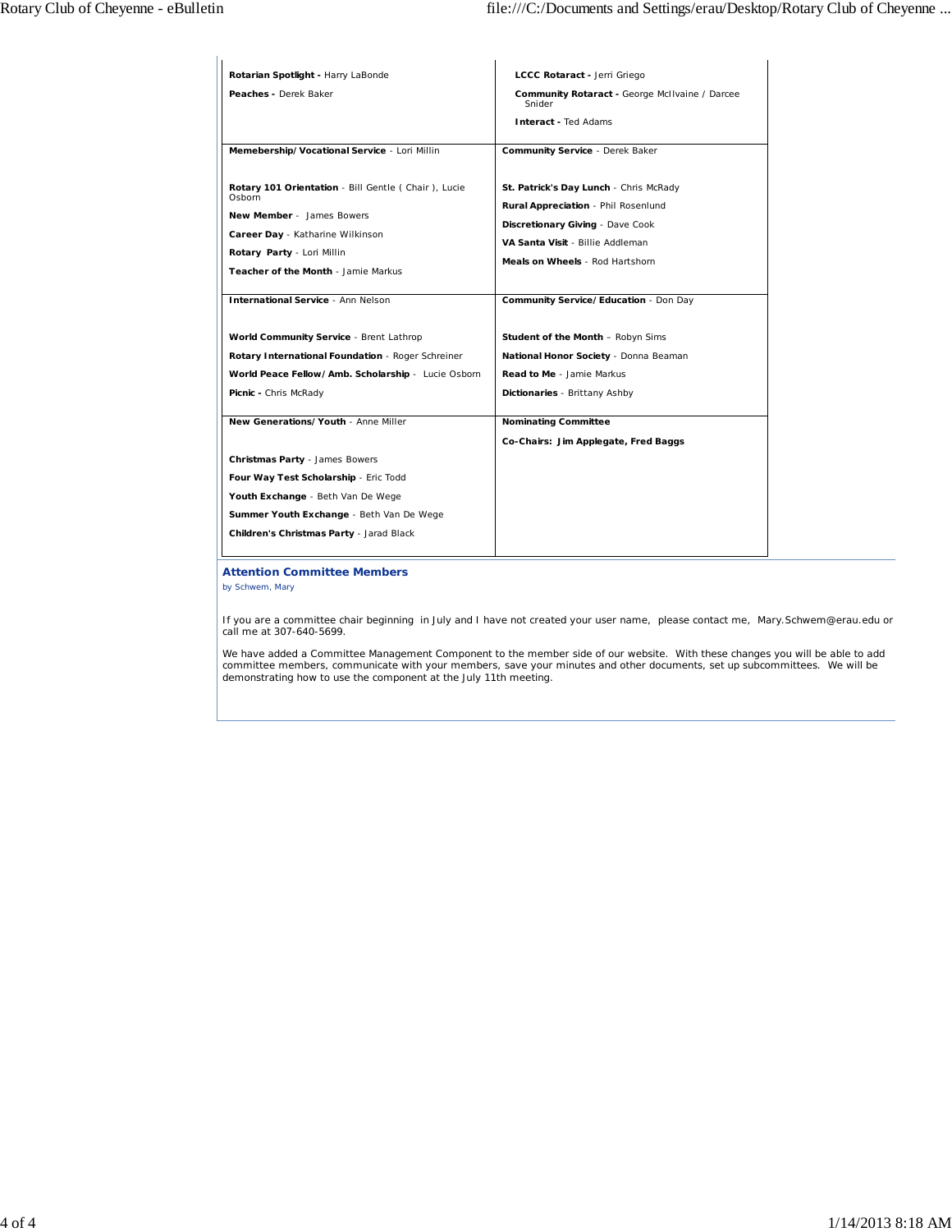| | |
|---|---|
| **Rotarian Spotlight -** Harry LaBonde<br>**Peaches -** Derek Baker | **LCCC Rotaract -** Jerri Griego<br>**Community Rotaract -** George McIlvaine / Darcee Snider<br>**Interact -** Ted Adams |
| **Memebership/Vocational Service** - Lori Millin<br><br>**Rotary 101 Orientation** - Bill Gentle ( Chair ), Lucie Osborn<br>**New Member** - James Bowers<br>**Career Day** - Katharine Wilkinson<br>**Rotary Party** - Lori Millin<br>**Teacher of the Month** - Jamie Markus | **Community Service** - Derek Baker<br><br>**St. Patrick's Day Lunch** - Chris McRady<br>**Rural Appreciation** - Phil Rosenlund<br>**Discretionary Giving** - Dave Cook<br>**VA Santa Visit** - Billie Addleman<br>**Meals on Wheels** - Rod Hartshorn |
| **International Service** - Ann Nelson<br><br>**World Community Service** - Brent Lathrop<br>**Rotary International Foundation** - Roger Schreiner<br>**World Peace Fellow/Amb. Scholarship** - Lucie Osborn<br>**Picnic -** Chris McRady | **Community Service/Education** - Don Day<br><br>**Student of the Month** – Robyn Sims<br>**National Honor Society** - Donna Beaman<br>**Read to Me** - Jamie Markus<br>**Dictionaries** - Brittany Ashby |
| **New Generations/Youth** - Anne Miller<br><br>**Christmas Party** - James Bowers<br>**Four Way Test Scholarship** - Eric Todd<br>**Youth Exchange** - Beth Van De Wege<br>**Summer Youth Exchange** - Beth Van De Wege<br>**Children's Christmas Party** - Jarad Black | **Nominating Committee**<br>**Co-Chairs: Jim Applegate, Fred Baggs** |

## Attention Committee Members

by Schwem, Mary

If you are a committee chair beginning in July and I have not created your user name, please contact me, Mary.Schwem@erau.edu or call me at 307-640-5699.

We have added a Committee Management Component to the member side of our website. With these changes you will be able to add committee members, communicate with your members, save your minutes and other documents, set up subcommittees. We will be demonstrating how to use the component at the July 11th meeting.